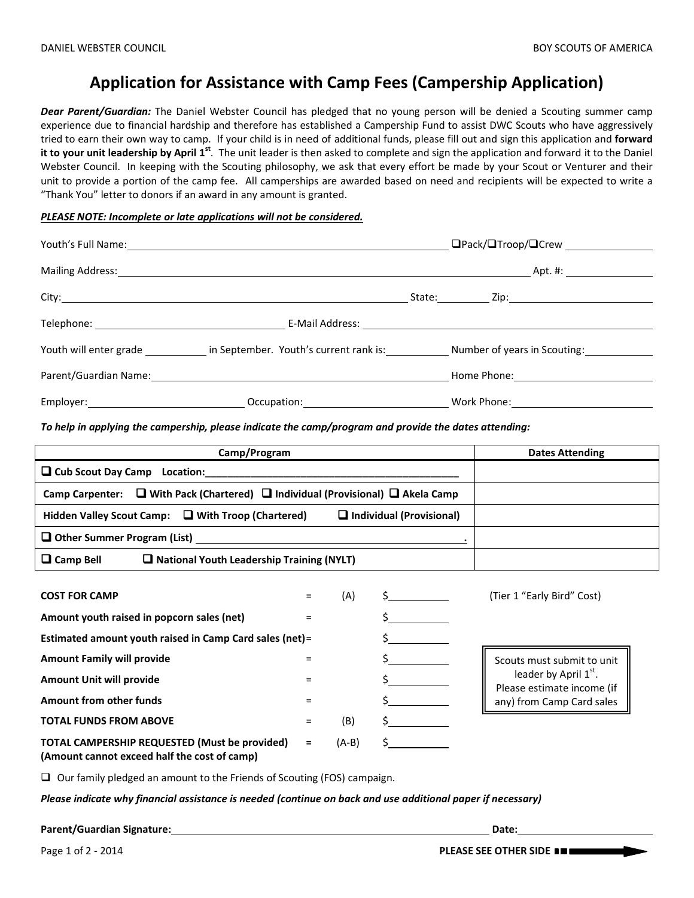DANIEL WEBSTER COUNCIL BOY SCOUTS OF AMERICA

# Application for Assistance with Camp Fees (Campership Application)

***Dear Parent/Guardian:*** The Daniel Webster Council has pledged that no young person will be denied a Scouting summer camp experience due to financial hardship and therefore has established a Campership Fund to assist DWC Scouts who have aggressively tried to earn their own way to camp. If your child is in need of additional funds, please fill out and sign this application and **forward it to your unit leadership by April 1st**. The unit leader is then asked to complete and sign the application and forward it to the Daniel Webster Council. In keeping with the Scouting philosophy, we ask that every effort be made by your Scout or Venturer and their unit to provide a portion of the camp fee. All camperships are awarded based on need and recipients will be expected to write a "Thank You" letter to donors if an award in any amount is granted.

***PLEASE NOTE: Incomplete or late applications will not be considered.***

Youth's Full Name: ______________________ ☐Pack/☐Troop/☐Crew __________

Mailing Address: ______________________ Apt. #: __________

City: ______________________ State: ________ Zip: __________

Telephone: ______________________ E-Mail Address: ______________________

Youth will enter grade ________ in September. Youth's current rank is: ________ Number of years in Scouting: ________

Parent/Guardian Name: ______________________ Home Phone: __________

Employer: ______________ Occupation: ______________ Work Phone: __________

***To help in applying the campership, please indicate the camp/program and provide the dates attending:***

| Camp/Program | Dates Attending |
|---|---|
| ☐ **Cub Scout Day Camp Location:**______________________ | |
| **Camp Carpenter:** ☐ **With Pack (Chartered)** ☐ **Individual (Provisional)** ☐ **Akela Camp** | |
| **Hidden Valley Scout Camp:** ☐ **With Troop (Chartered)** ☐ **Individual (Provisional)** | |
| ☐ **Other Summer Program (List)** ______________________. | |
| ☐ **Camp Bell** ☐ **National Youth Leadership Training (NYLT)** | |

| | | | | |
|---|---|---|---|---|
| **COST FOR CAMP** | = | (A) | $________ | (Tier 1 "Early Bird" Cost) |
| **Amount youth raised in popcorn sales (net)** | = | | $________ | |
| **Estimated amount youth raised in Camp Card sales (net)** | = | | $________ | |
| **Amount Family will provide** | = | | $________ | |
| **Amount Unit will provide** | = | | $________ | |
| **Amount from other funds** | = | | $________ | |
| **TOTAL FUNDS FROM ABOVE** | = | (B) | $________ | |
| **TOTAL CAMPERSHIP REQUESTED (Must be provided) (Amount cannot exceed half the cost of camp)** | = | (A-B) | $________ | |

Scouts must submit to unit leader by April 1st. Please estimate income (if any) from Camp Card sales

☐ Our family pledged an amount to the Friends of Scouting (FOS) campaign.

***Please indicate why financial assistance is needed (continue on back and use additional paper if necessary)***

**Parent/Guardian Signature:** ______________________ **Date:** __________

**PLEASE SEE OTHER SIDE**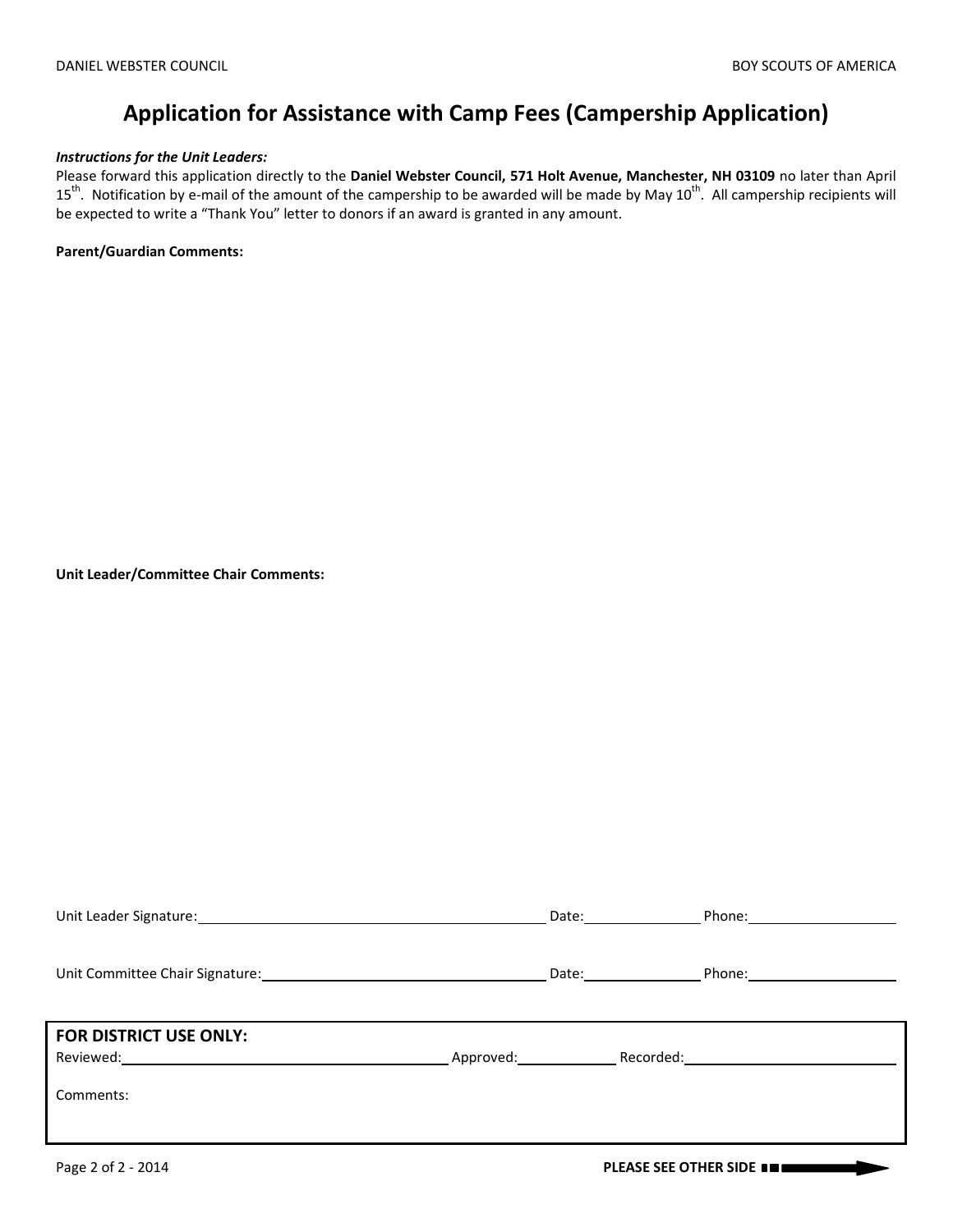# Application for Assistance with Camp Fees (Campership Application)

***Instructions for the Unit Leaders:***

Please forward this application directly to the **Daniel Webster Council, 571 Holt Avenue, Manchester, NH 03109** no later than April 15th. Notification by e-mail of the amount of the campership to be awarded will be made by May 10th. All campership recipients will be expected to write a "Thank You" letter to donors if an award is granted in any amount.

**Parent/Guardian Comments:**

**Unit Leader/Committee Chair Comments:**

Unit Leader Signature: ______________________________ Date: __________ Phone: ______________

Unit Committee Chair Signature: ______________________________ Date: __________ Phone: ______________

**FOR DISTRICT USE ONLY:**

Reviewed: ______________________________ Approved: __________ Recorded: ______________________

Comments:

**PLEASE SEE OTHER SIDE**